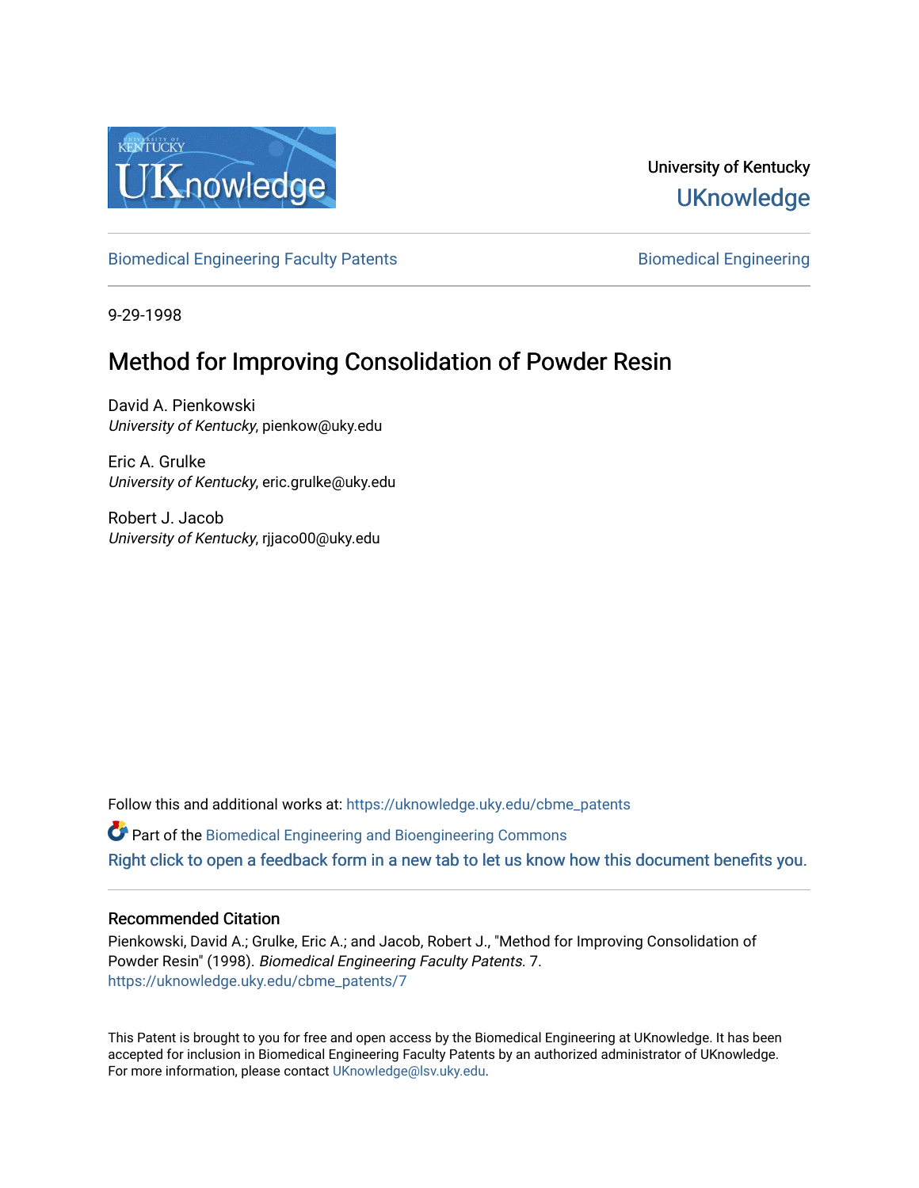University of Kentucky

UKnowledge

Biomedical Engineering Faculty Patents

Biomedical Engineering

9-29-1998

# Method for Improving Consolidation of Powder Resin

David A. Pienkowski
*University of Kentucky*, pienkow@uky.edu

Eric A. Grulke
*University of Kentucky*, eric.grulke@uky.edu

Robert J. Jacob
*University of Kentucky*, rjjaco00@uky.edu

Follow this and additional works at: https://uknowledge.uky.edu/cbme_patents

Part of the Biomedical Engineering and Bioengineering Commons

Right click to open a feedback form in a new tab to let us know how this document benefits you.

### Recommended Citation

Pienkowski, David A.; Grulke, Eric A.; and Jacob, Robert J., "Method for Improving Consolidation of Powder Resin" (1998). *Biomedical Engineering Faculty Patents*. 7.
https://uknowledge.uky.edu/cbme_patents/7

This Patent is brought to you for free and open access by the Biomedical Engineering at UKnowledge. It has been accepted for inclusion in Biomedical Engineering Faculty Patents by an authorized administrator of UKnowledge. For more information, please contact UKnowledge@lsv.uky.edu.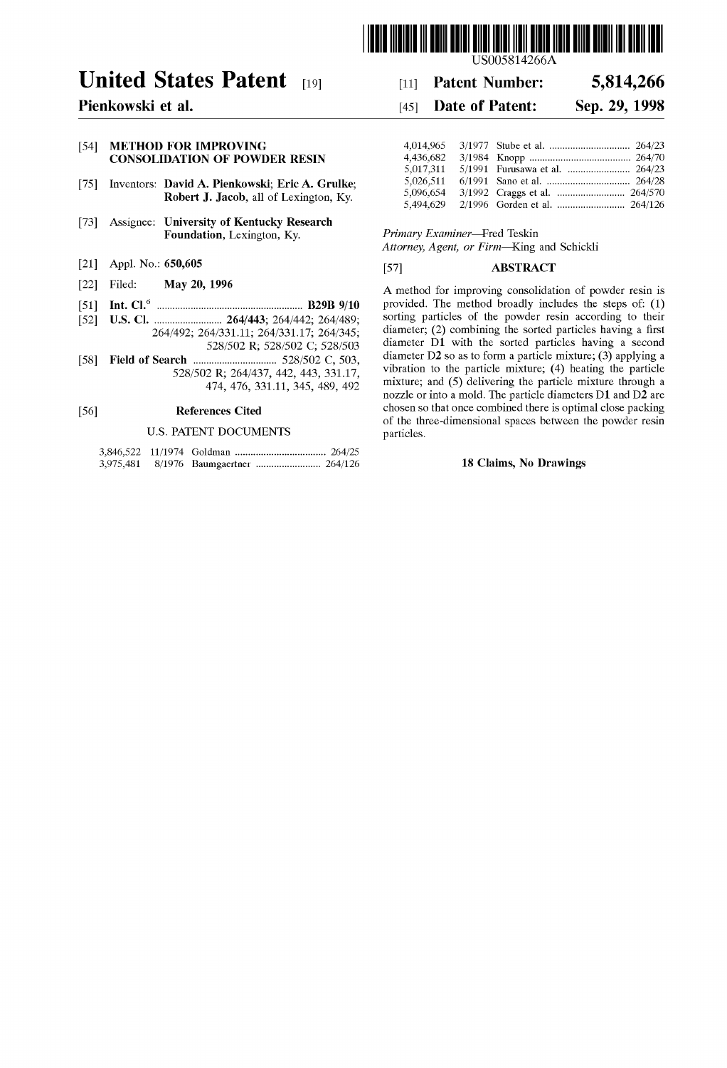# United States Patent [19]

**Pienkowski et al.**

[11] **Patent Number: 5,814,266**

[45] **Date of Patent: Sep. 29, 1998**

US005814266A

[54] **METHOD FOR IMPROVING CONSOLIDATION OF POWDER RESIN**

[75] Inventors: **David A. Pienkowski**; **Eric A. Grulke**; **Robert J. Jacob**, all of Lexington, Ky.

[73] Assignee: **University of Kentucky Research Foundation**, Lexington, Ky.

[21] Appl. No.: **650,605**

[22] Filed: **May 20, 1996**

[51] **Int. Cl.**[6] ........................................ **B29B 9/10**

[52] **U.S. Cl.** .......................... **264/443**; 264/442; 264/489; 264/492; 264/331.11; 264/331.17; 264/345; 528/502 R; 528/502 C; 528/503

[58] **Field of Search** ................................ 528/502 C, 503, 528/502 R; 264/437, 442, 443, 331.17, 474, 476, 331.11, 345, 489, 492

[56] **References Cited**

U.S. PATENT DOCUMENTS

| | | | |
|---|---|---|---|
| 3,846,522 | 11/1974 | Goldman | 264/25 |
| 3,975,481 | 8/1976 | Baumgaertner | 264/126 |
| 4,014,965 | 3/1977 | Stube et al. | 264/23 |
| 4,436,682 | 3/1984 | Knopp | 264/70 |
| 5,017,311 | 5/1991 | Furusawa et al. | 264/23 |
| 5,026,511 | 6/1991 | Sano et al. | 264/28 |
| 5,096,654 | 3/1992 | Craggs et al. | 264/570 |
| 5,494,629 | 2/1996 | Gorden et al. | 264/126 |

*Primary Examiner*—Fred Teskin

*Attorney, Agent, or Firm*—King and Schickli

[57] **ABSTRACT**

A method for improving consolidation of powder resin is provided. The method broadly includes the steps of: (1) sorting particles of the powder resin according to their diameter; (2) combining the sorted particles having a first diameter D1 with the sorted particles having a second diameter D2 so as to form a particle mixture; (3) applying a vibration to the particle mixture; (4) heating the particle mixture; and (5) delivering the particle mixture through a nozzle or into a mold. The particle diameters D1 and D2 are chosen so that once combined there is optimal close packing of the three-dimensional spaces between the powder resin particles.

**18 Claims, No Drawings**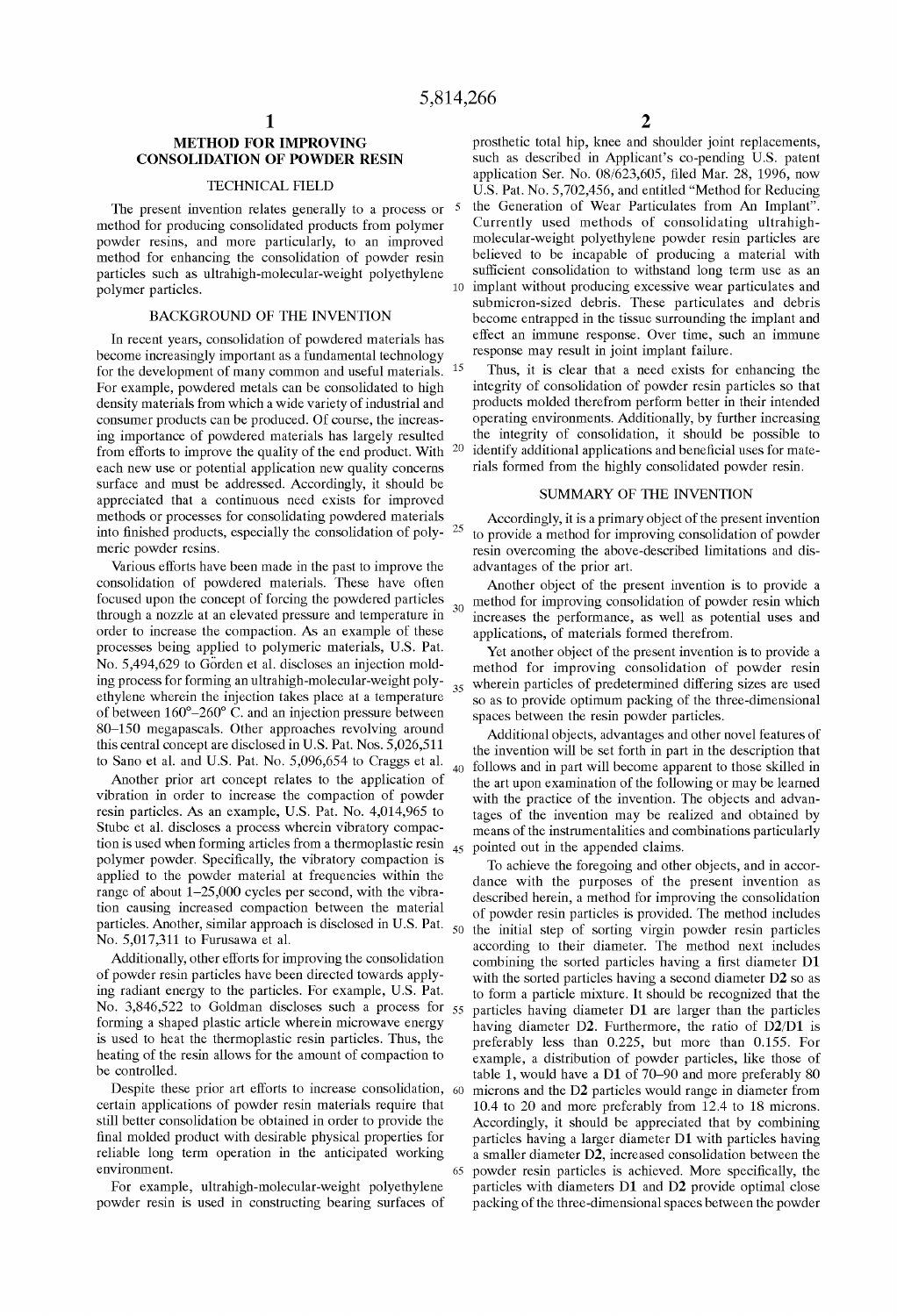# METHOD FOR IMPROVING CONSOLIDATION OF POWDER RESIN

## TECHNICAL FIELD

The present invention relates generally to a process or method for producing consolidated products from polymer powder resins, and more particularly, to an improved method for enhancing the consolidation of powder resin particles such as ultrahigh-molecular-weight polyethylene polymer particles.

## BACKGROUND OF THE INVENTION

In recent years, consolidation of powdered materials has become increasingly important as a fundamental technology for the development of many common and useful materials. For example, powdered metals can be consolidated to high density materials from which a wide variety of industrial and consumer products can be produced. Of course, the increasing importance of powdered materials has largely resulted from efforts to improve the quality of the end product. With each new use or potential application new quality concerns surface and must be addressed. Accordingly, it should be appreciated that a continuous need exists for improved methods or processes for consolidating powdered materials into finished products, especially the consolidation of polymeric powder resins.

Various efforts have been made in the past to improve the consolidation of powdered materials. These have often focused upon the concept of forcing the powdered particles through a nozzle at an elevated pressure and temperature in order to increase the compaction. As an example of these processes being applied to polymeric materials, U.S. Pat. No. 5,494,629 to Görden et al. discloses an injection molding process for forming an ultrahigh-molecular-weight polyethylene wherein the injection takes place at a temperature of between 160°–260° C. and an injection pressure between 80–150 megapascals. Other approaches revolving around this central concept are disclosed in U.S. Pat. Nos. 5,026,511 to Sano et al. and U.S. Pat. No. 5,096,654 to Craggs et al.

Another prior art concept relates to the application of vibration in order to increase the compaction of powder resin particles. As an example, U.S. Pat. No. 4,014,965 to Stube et al. discloses a process wherein vibratory compaction is used when forming articles from a thermoplastic resin polymer powder. Specifically, the vibratory compaction is applied to the powder material at frequencies within the range of about 1–25,000 cycles per second, with the vibration causing increased compaction between the material particles. Another, similar approach is disclosed in U.S. Pat. No. 5,017,311 to Furusawa et al.

Additionally, other efforts for improving the consolidation of powder resin particles have been directed towards applying radiant energy to the particles. For example, U.S. Pat. No. 3,846,522 to Goldman discloses such a process for forming a shaped plastic article wherein microwave energy is used to heat the thermoplastic resin particles. Thus, the heating of the resin allows for the amount of compaction to be controlled.

Despite these prior art efforts to increase consolidation, certain applications of powder resin materials require that still better consolidation be obtained in order to provide the final molded product with desirable physical properties for reliable long term operation in the anticipated working environment.

For example, ultrahigh-molecular-weight polyethylene powder resin is used in constructing bearing surfaces of prosthetic total hip, knee and shoulder joint replacements, such as described in Applicant's co-pending U.S. patent application Ser. No. 08/623,605, filed Mar. 28, 1996, now U.S. Pat. No. 5,702,456, and entitled "Method for Reducing the Generation of Wear Particulates from An Implant". Currently used methods of consolidating ultrahigh-molecular-weight polyethylene powder resin particles are believed to be incapable of producing a material with sufficient consolidation to withstand long term use as an implant without producing excessive wear particulates and submicron-sized debris. These particulates and debris become entrapped in the tissue surrounding the implant and effect an immune response. Over time, such an immune response may result in joint implant failure.

Thus, it is clear that a need exists for enhancing the integrity of consolidation of powder resin particles so that products molded therefrom perform better in their intended operating environments. Additionally, by further increasing the integrity of consolidation, it should be possible to identify additional applications and beneficial uses for materials formed from the highly consolidated powder resin.

## SUMMARY OF THE INVENTION

Accordingly, it is a primary object of the present invention to provide a method for improving consolidation of powder resin overcoming the above-described limitations and disadvantages of the prior art.

Another object of the present invention is to provide a method for improving consolidation of powder resin which increases the performance, as well as potential uses and applications, of materials formed therefrom.

Yet another object of the present invention is to provide a method for improving consolidation of powder resin wherein particles of predetermined differing sizes are used so as to provide optimum packing of the three-dimensional spaces between the resin powder particles.

Additional objects, advantages and other novel features of the invention will be set forth in part in the description that follows and in part will become apparent to those skilled in the art upon examination of the following or may be learned with the practice of the invention. The objects and advantages of the invention may be realized and obtained by means of the instrumentalities and combinations particularly pointed out in the appended claims.

To achieve the foregoing and other objects, and in accordance with the purposes of the present invention as described herein, a method for improving the consolidation of powder resin particles is provided. The method includes the initial step of sorting virgin powder resin particles according to their diameter. The method next includes combining the sorted particles having a first diameter $D1$ with the sorted particles having a second diameter $D2$ so as to form a particle mixture. It should be recognized that the particles having diameter $D1$ are larger than the particles having diameter $D2$. Furthermore, the ratio of $D2/D1$ is preferably less than 0.225, but more than 0.155. For example, a distribution of powder particles, like those of table 1, would have a $D1$ of 70–90 and more preferably 80 microns and the $D2$ particles would range in diameter from 10.4 to 20 and more preferably from 12.4 to 18 microns. Accordingly, it should be appreciated that by combining particles having a larger diameter $D1$ with particles having a smaller diameter $D2$, increased consolidation between the powder resin particles is achieved. More specifically, the particles with diameters $D1$ and $D2$ provide optimal close packing of the three-dimensional spaces between the powder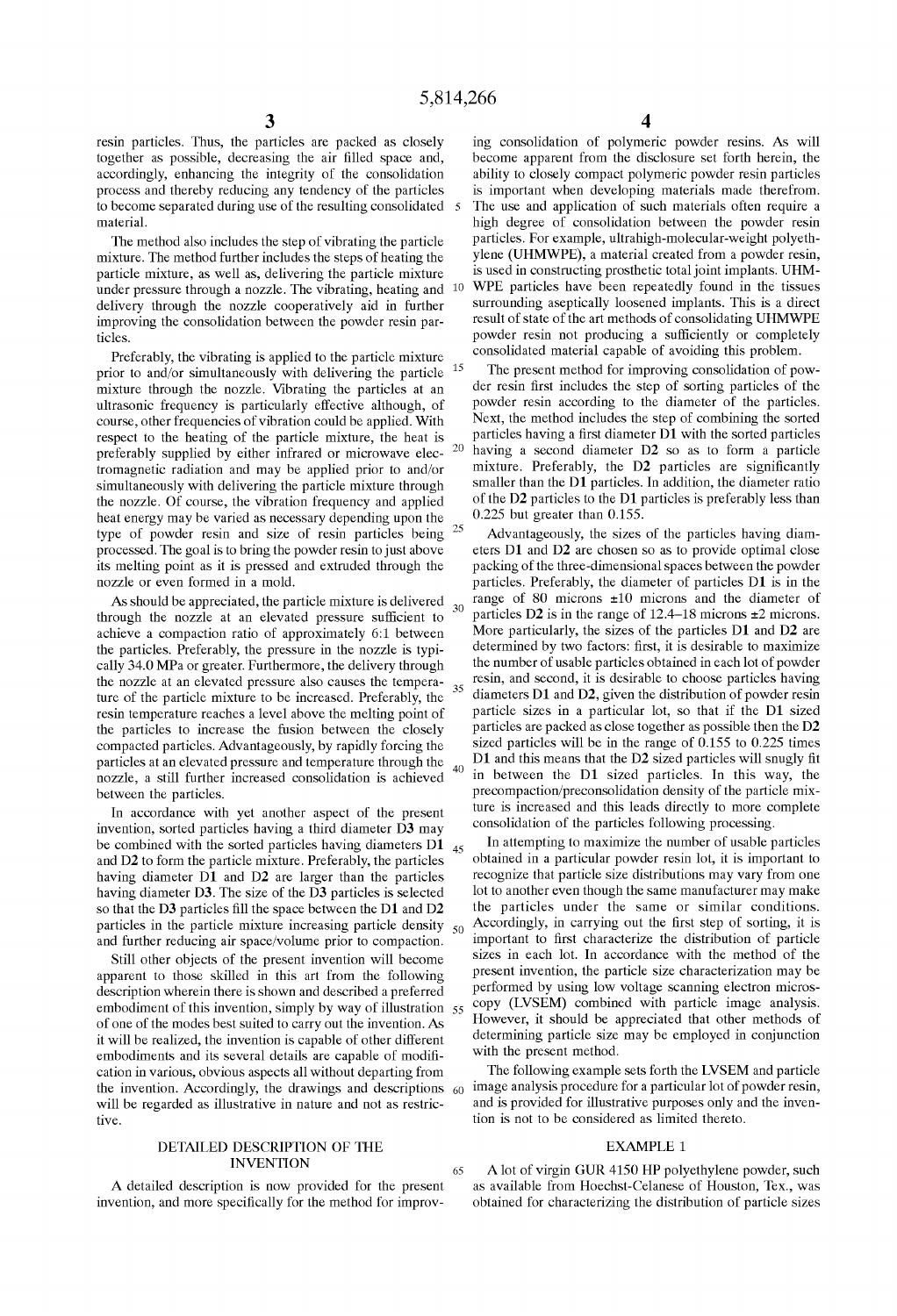resin particles. Thus, the particles are packed as closely together as possible, decreasing the air filled space and, accordingly, enhancing the integrity of the consolidation process and thereby reducing any tendency of the particles to become separated during use of the resulting consolidated material.

The method also includes the step of vibrating the particle mixture. The method further includes the steps of heating the particle mixture, as well as, delivering the particle mixture under pressure through a nozzle. The vibrating, heating and delivery through the nozzle cooperatively aid in further improving the consolidation between the powder resin particles.

Preferably, the vibrating is applied to the particle mixture prior to and/or simultaneously with delivering the particle mixture through the nozzle. Vibrating the particles at an ultrasonic frequency is particularly effective although, of course, other frequencies of vibration could be applied. With respect to the heating of the particle mixture, the heat is preferably supplied by either infrared or microwave electromagnetic radiation and may be applied prior to and/or simultaneously with delivering the particle mixture through the nozzle. Of course, the vibration frequency and applied heat energy may be varied as necessary depending upon the type of powder resin and size of resin particles being processed. The goal is to bring the powder resin to just above its melting point as it is pressed and extruded through the nozzle or even formed in a mold.

As should be appreciated, the particle mixture is delivered through the nozzle at an elevated pressure sufficient to achieve a compaction ratio of approximately 6:1 between the particles. Preferably, the pressure in the nozzle is typically 34.0 MPa or greater. Furthermore, the delivery through the nozzle at an elevated pressure also causes the temperature of the particle mixture to be increased. Preferably, the resin temperature reaches a level above the melting point of the particles to increase the fusion between the closely compacted particles. Advantageously, by rapidly forcing the particles at an elevated pressure and temperature through the nozzle, a still further increased consolidation is achieved between the particles.

In accordance with yet another aspect of the present invention, sorted particles having a third diameter D3 may be combined with the sorted particles having diameters D1 and D2 to form the particle mixture. Preferably, the particles having diameter D1 and D2 are larger than the particles having diameter D3. The size of the D3 particles is selected so that the D3 particles fill the space between the D1 and D2 particles in the particle mixture increasing particle density and further reducing air space/volume prior to compaction.

Still other objects of the present invention will become apparent to those skilled in this art from the following description wherein there is shown and described a preferred embodiment of this invention, simply by way of illustration of one of the modes best suited to carry out the invention. As it will be realized, the invention is capable of other different embodiments and its several details are capable of modification in various, obvious aspects all without departing from the invention. Accordingly, the drawings and descriptions will be regarded as illustrative in nature and not as restrictive.

## DETAILED DESCRIPTION OF THE INVENTION

A detailed description is now provided for the present invention, and more specifically for the method for improving consolidation of polymeric powder resins. As will become apparent from the disclosure set forth herein, the ability to closely compact polymeric powder resin particles is important when developing materials made therefrom. The use and application of such materials often require a high degree of consolidation between the powder resin particles. For example, ultrahigh-molecular-weight polyethylene (UHMWPE), a material created from a powder resin, is used in constructing prosthetic total joint implants. UHMWPE particles have been repeatedly found in the tissues surrounding aseptically loosened implants. This is a direct result of state of the art methods of consolidating UHMWPE powder resin not producing a sufficiently or completely consolidated material capable of avoiding this problem.

The present method for improving consolidation of powder resin first includes the step of sorting particles of the powder resin according to the diameter of the particles. Next, the method includes the step of combining the sorted particles having a first diameter D1 with the sorted particles having a second diameter D2 so as to form a particle mixture. Preferably, the D2 particles are significantly smaller than the D1 particles. In addition, the diameter ratio of the D2 particles to the D1 particles is preferably less than 0.225 but greater than 0.155.

Advantageously, the sizes of the particles having diameters D1 and D2 are chosen so as to provide optimal close packing of the three-dimensional spaces between the powder particles. Preferably, the diameter of particles D1 is in the range of 80 microns ±10 microns and the diameter of particles D2 is in the range of 12.4–18 microns ±2 microns. More particularly, the sizes of the particles D1 and D2 are determined by two factors: first, it is desirable to maximize the number of usable particles obtained in each lot of powder resin, and second, it is desirable to choose particles having diameters D1 and D2, given the distribution of powder resin particle sizes in a particular lot, so that if the D1 sized particles are packed as close together as possible then the D2 sized particles will be in the range of 0.155 to 0.225 times D1 and this means that the D2 sized particles will snugly fit in between the D1 sized particles. In this way, the precompaction/preconsolidation density of the particle mixture is increased and this leads directly to more complete consolidation of the particles following processing.

In attempting to maximize the number of usable particles obtained in a particular powder resin lot, it is important to recognize that particle size distributions may vary from one lot to another even though the same manufacturer may make the particles under the same or similar conditions. Accordingly, in carrying out the first step of sorting, it is important to first characterize the distribution of particle sizes in each lot. In accordance with the method of the present invention, the particle size characterization may be performed by using low voltage scanning electron microscopy (LVSEM) combined with particle image analysis. However, it should be appreciated that other methods of determining particle size may be employed in conjunction with the present method.

The following example sets forth the LVSEM and particle image analysis procedure for a particular lot of powder resin, and is provided for illustrative purposes only and the invention is not to be considered as limited thereto.

### EXAMPLE 1

A lot of virgin GUR 4150 HP polyethylene powder, such as available from Hoechst-Celanese of Houston, Tex., was obtained for characterizing the distribution of particle sizes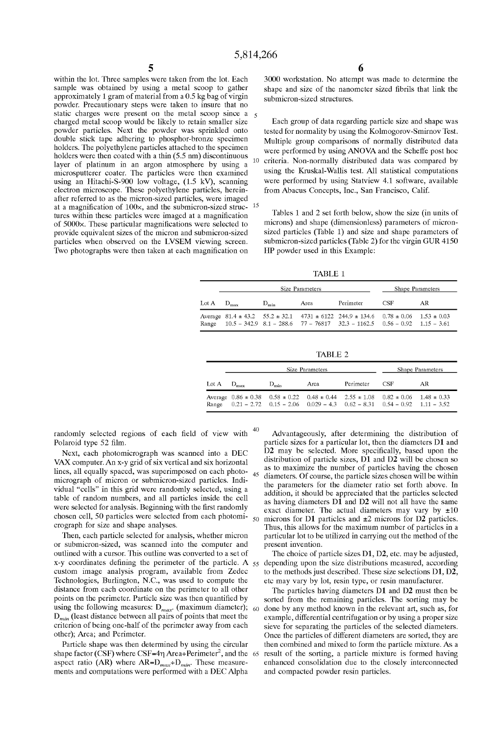within the lot. Three samples were taken from the lot. Each sample was obtained by using a metal scoop to gather approximately 1 gram of material from a 0.5 kg bag of virgin powder. Precautionary steps were taken to insure that no static charges were present on the metal scoop since a charged metal scoop would be likely to retain smaller size powder particles. Next the powder was sprinkled onto double stick tape adhering to phosphor-bronze specimen holders. The polyethylene particles attached to the specimen holders were then coated with a thin (5.5 nm) discontinuous layer of platinum in an argon atmosphere by using a microsputterer coater. The particles were then examined using an Hitachi-S-900 low voltage, (1.5 kV), scanning electron microscope. These polyethylene particles, hereinafter referred to as the micron-sized particles, were imaged at a magnification of 100×, and the submicron-sized structures within these particles were imaged at a magnification of 5000×. These particular magnifications were selected to provide equivalent sizes of the micron and submicron-sized particles when observed on the LVSEM viewing screen. Two photographs were then taken at each magnification on randomly selected regions of each field of view with Polaroid type 52 film.

Next, each photomicrograph was scanned into a DEC VAX computer. An x-y grid of six vertical and six horizontal lines, all equally spaced, was superimposed on each photomicrograph of micron or submicron-sized particles. Individual "cells" in this grid were randomly selected, using a table of random numbers, and all particles inside the cell were selected for analysis. Beginning with the first randomly chosen cell, 50 particles were selected from each photomicrograph for size and shape analyses.

Then, each particle selected for analysis, whether micron or submicron-sized, was scanned into the computer and outlined with a cursor. This outline was converted to a set of x-y coordinates defining the perimeter of the particle. A custom image analysis program, available from Zedec Technologies, Burlington, N.C., was used to compute the distance from each coordinate on the perimeter to all other points on the perimeter. Particle size was then quantified by using the following measures: $D_{max}$, (maximum diameter); $D_{min}$ (least distance between all pairs of points that meet the criterion of being one-half of the perimeter away from each other); Area; and Perimeter.

Particle shape was then determined by using the circular shape factor (CSF) where $CSF=4\eta\ Area \div Perimeter^2$, and the aspect ratio (AR) where $AR=D_{max} \div D_{min}$. These measurements and computations were performed with a DEC Alpha 3000 workstation. No attempt was made to determine the shape and size of the nanometer sized fibrils that link the submicron-sized structures.

Each group of data regarding particle size and shape was tested for normality by using the Kolmogorov-Smirnov Test. Multiple group comparisons of normally distributed data were performed by using ANOVA and the Scheffe post hoc criteria. Non-normally distributed data was compared by using the Kruskal-Wallis test. All statistical computations were performed by using Statview 4.1 software, available from Abacus Concepts, Inc., San Francisco, Calif.

Tables 1 and 2 set forth below, show the size (in units of microns) and shape (dimensionless) parameters of micron-sized particles (Table 1) and size and shape parameters of submicron-sized particles (Table 2) for the virgin GUR 4150 HP powder used in this Example:

TABLE 1

| | Size Parameters | | | | Shape Parameters | |
|---|---|---|---|---|---|---|
| Lot A | $D_{max}$ | $D_{min}$ | Area | Perimeter | CSF | AR |
| Average | 81.4 ± 43.2 | 55.2 ± 32.1 | 4731 ± 6122 | 244.9 ± 134.6 | 0.78 ± 0.06 | 1.53 ± 0.03 |
| Range | 10.5 – 342.9 | 8.1 – 288.6 | 77 – 76817 | 32.3 – 1162.5 | 0.56 – 0.92 | 1.15 – 3.61 |

TABLE 2

| | Size Parameters | | | | Shape Parameters | |
|---|---|---|---|---|---|---|
| Lot A | $D_{max}$ | $D_{min}$ | Area | Perimeter | CSF | AR |
| Average | 0.86 ± 0.38 | 0.58 ± 0.22 | 0.48 ± 0.44 | 2.55 ± 1.08 | 0.82 ± 0.06 | 1.48 ± 0.33 |
| Range | 0.21 – 2.72 | 0.15 – 2.06 | 0.029 – 4.3 | 0.62 – 8.31 | 0.54 – 0.92 | 1.11 – 3.52 |

Advantageously, after determining the distribution of particle sizes for a particular lot, then the diameters D1 and D2 may be selected. More specifically, based upon the distribution of particle sizes, D1 and D2 will be chosen so as to maximize the number of particles having the chosen diameters. Of course, the particle sizes chosen will be within the parameters for the diameter ratio set forth above. In addition, it should be appreciated that the particles selected as having diameters D1 and D2 will not all have the same exact diameter. The actual diameters may vary by ±10 microns for D1 particles and ±2 microns for D2 particles. Thus, this allows for the maximum number of particles in a particular lot to be utilized in carrying out the method of the present invention.

The choice of particle sizes D1, D2, etc. may be adjusted, depending upon the size distributions measured, according to the methods just described. These size selections D1, D2, etc may vary by lot, resin type, or resin manufacturer.

The particles having diameters D1 and D2 must then be sorted from the remaining particles. The sorting may be done by any method known in the relevant art, such as, for example, differential centrifugation or by using a proper size sieve for separating the particles of the selected diameters. Once the particles of different diameters are sorted, they are then combined and mixed to form the particle mixture. As a result of the sorting, a particle mixture is formed having enhanced consolidation due to the closely interconnected and compacted powder resin particles.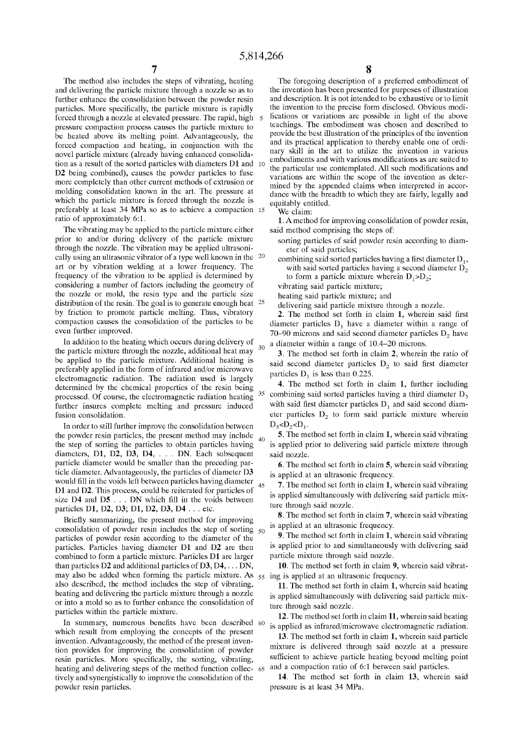The method also includes the steps of vibrating, heating and delivering the particle mixture through a nozzle so as to further enhance the consolidation between the powder resin particles. More specifically, the particle mixture is rapidly forced through a nozzle at elevated pressure. The rapid, high pressure compaction process causes the particle mixture to be heated above its melting point. Advantageously, the forced compaction and heating, in conjunction with the novel particle mixture (already having enhanced consolidation as a result of the sorted particles with diameters D1 and D2 being combined), causes the powder particles to fuse more completely than other current methods of extrusion or molding consolidation known in the art. The pressure at which the particle mixture is forced through the nozzle is preferably at least 34 MPa so as to achieve a compaction ratio of approximately 6:1.

The vibrating may be applied to the particle mixture either prior to and/or during delivery of the particle mixture through the nozzle. The vibration may be applied ultrasonically using an ultrasonic vibrator of a type well known in the art or by vibration welding at a lower frequency. The frequency of the vibration to be applied is determined by considering a number of factors including the geometry of the nozzle or mold, the resin type and the particle size distribution of the resin. The goal is to generate enough heat by friction to promote particle melting. Thus, vibratory compaction causes the consolidation of the particles to be even further improved.

In addition to the heating which occurs during delivery of the particle mixture through the nozzle, additional heat may be applied to the particle mixture. Additional heating is preferably applied in the form of infrared and/or microwave electromagnetic radiation. The radiation used is largely determined by the chemical properties of the resin being processed. Of course, the electromagnetic radiation heating further insures complete melting and pressure induced fusion consolidation.

In order to still further improve the consolidation between the powder resin particles, the present method may include the step of sorting the particles to obtain particles having diameters, D1, D2, D3, D4, . . . DN. Each subsequent particle diameter would be smaller than the preceding particle diameter. Advantageously, the particles of diameter D3 would fill in the voids left between particles having diameter D1 and D2. This process, could be reiterated for particles of size D4 and D5 . . . DN which fill in the voids between particles D1, D2, D3; D1, D2, D3, D4 . . . etc.

Briefly summarizing, the present method for improving consolidation of powder resin includes the step of sorting particles of powder resin according to the diameter of the particles. Particles having diameter D1 and D2 are then combined to form a particle mixture. Particles D1 are larger than particles D2 and additional particles of D3, D4, . . . DN, may also be added when forming the particle mixture. As also described, the method includes the step of vibrating, heating and delivering the particle mixture through a nozzle or into a mold so as to further enhance the consolidation of particles within the particle mixture.

In summary, numerous benefits have been described which result from employing the concepts of the present invention. Advantageously, the method of the present invention provides for improving the consolidation of powder resin particles. More specifically, the sorting, vibrating, heating and delivering steps of the method function collectively and synergistically to improve the consolidation of the powder resin particles.

The foregoing description of a preferred embodiment of the invention has been presented for purposes of illustration and description. It is not intended to be exhaustive or to limit the invention to the precise form disclosed. Obvious modifications or variations are possible in light of the above teachings. The embodiment was chosen and described to provide the best illustration of the principles of the invention and its practical application to thereby enable one of ordinary skill in the art to utilize the invention in various embodiments and with various modifications as are suited to the particular use contemplated. All such modifications and variations are within the scope of the invention as determined by the appended claims when interpreted in accordance with the breadth to which they are fairly, legally and equitably entitled.

We claim:

1. A method for improving consolidation of powder resin, said method comprising the steps of:
   - sorting particles of said powder resin according to diameter of said particles;
   - combining said sorted particles having a first diameter $D_1$, with said sorted particles having a second diameter $D_2$ to form a particle mixture wherein $D_1 > D_2$;
   - vibrating said particle mixture;
   - heating said particle mixture; and
   - delivering said particle mixture through a nozzle.

2. The method set forth in claim 1, wherein said first diameter particles $D_1$ have a diameter within a range of 70–90 microns and said second diameter particles $D_2$ have a diameter within a range of 10.4–20 microns.

3. The method set forth in claim 2, wherein the ratio of said second diameter particles $D_2$ to said first diameter particles $D_1$ is less than 0.225.

4. The method set forth in claim 1, further including combining said sorted particles having a third diameter $D_3$ with said first diameter particles $D_1$ and said second diameter particles $D_2$ to form said particle mixture wherein $D_3 < D_2 < D_1$.

5. The method set forth in claim 1, wherein said vibrating is applied prior to delivering said particle mixture through said nozzle.

6. The method set forth in claim 5, wherein said vibrating is applied at an ultrasonic frequency.

7. The method set forth in claim 1, wherein said vibrating is applied simultaneously with delivering said particle mixture through said nozzle.

8. The method set forth in claim 7, wherein said vibrating is applied at an ultrasonic frequency.

9. The method set forth in claim 1, wherein said vibrating is applied prior to and simultaneously with delivering said particle mixture through said nozzle.

10. The method set forth in claim 9, wherein said vibrating is applied at an ultrasonic frequency.

11. The method set forth in claim 1, wherein said heating is applied simultaneously with delivering said particle mixture through said nozzle.

12. The method set forth in claim 11, wherein said heating is applied as infrared/microwave electromagnetic radiation.

13. The method set forth in claim 1, wherein said particle mixture is delivered through said nozzle at a pressure sufficient to achieve particle heating beyond melting point and a compaction ratio of 6:1 between said particles.

14. The method set forth in claim 13, wherein said pressure is at least 34 MPa.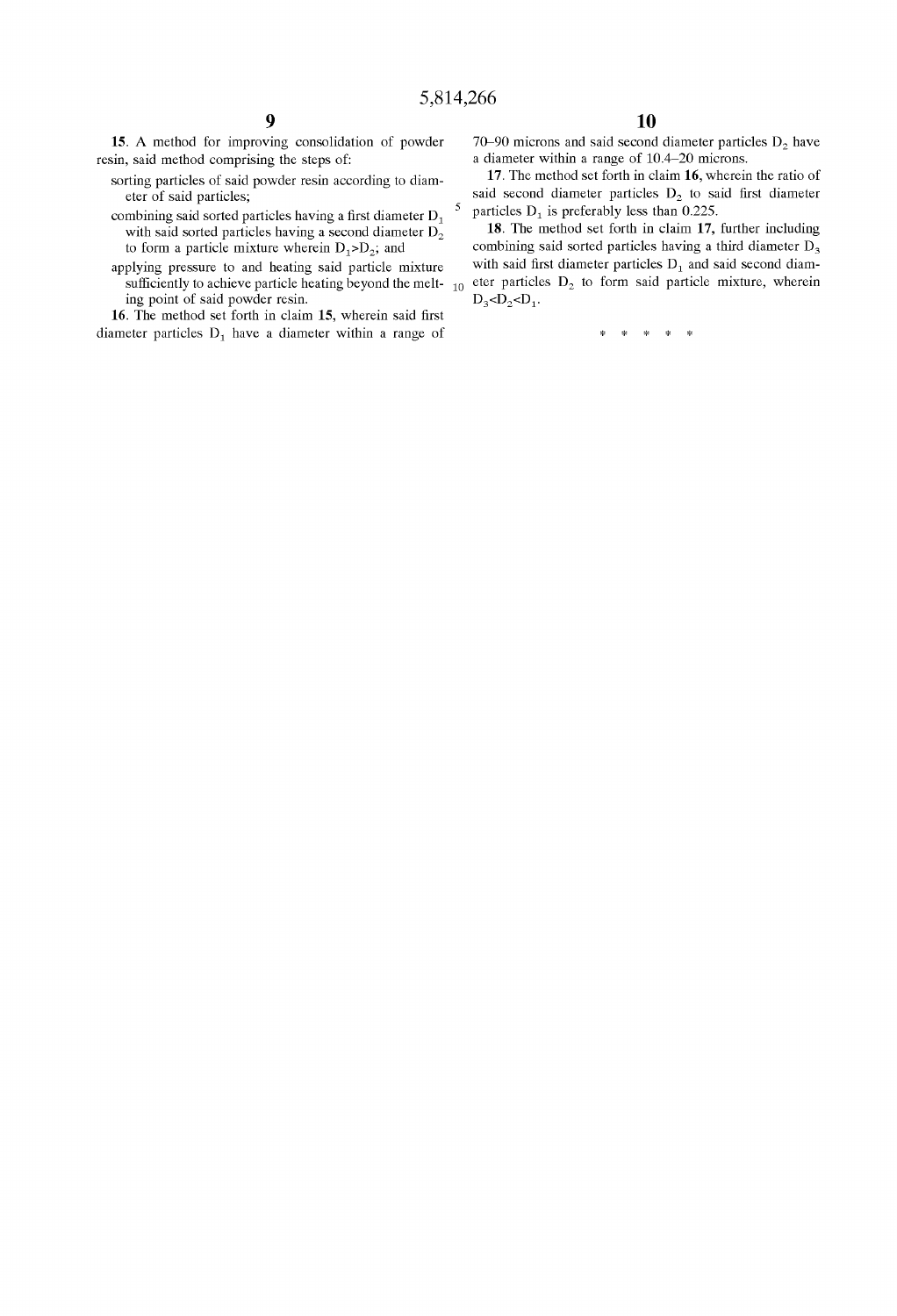15. A method for improving consolidation of powder resin, said method comprising the steps of:

- sorting particles of said powder resin according to diameter of said particles;
- combining said sorted particles having a first diameter $D_1$ with said sorted particles having a second diameter $D_2$ to form a particle mixture wherein $D_1 > D_2$; and
- applying pressure to and heating said particle mixture sufficiently to achieve particle heating beyond the melting point of said powder resin.

16. The method set forth in claim 15, wherein said first diameter particles $D_1$ have a diameter within a range of 70–90 microns and said second diameter particles $D_2$ have a diameter within a range of 10.4–20 microns.

17. The method set forth in claim 16, wherein the ratio of said second diameter particles $D_2$ to said first diameter particles $D_1$ is preferably less than 0.225.

18. The method set forth in claim 17, further including combining said sorted particles having a third diameter $D_3$ with said first diameter particles $D_1$ and said second diameter particles $D_2$ to form said particle mixture, wherein $D_3 < D_2 < D_1$.

* * * * *